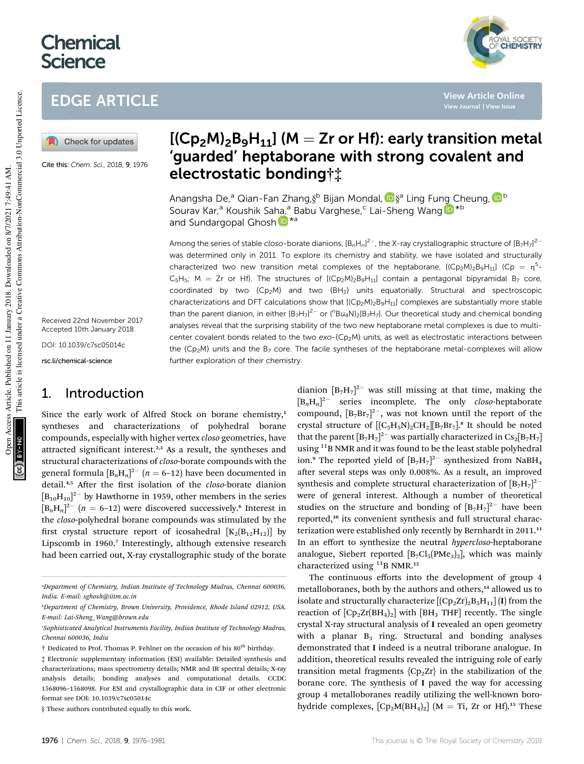# Chemical Science

## EDGE ARTICLE

Cite this: *Chem. Sci.*, 2018, **9**, 1976

# $[(Cp_2M)_2B_9H_{11}]$ (M = Zr or Hf): early transition metal 'guarded' heptaborane with strong covalent and electrostatic bonding†‡

Anangsha De,[a] Qian-Fan Zhang,§[b] Bijan Mondal,§[a] Ling Fung Cheung,[b] Sourav Kar,[a] Koushik Saha,[a] Babu Varghese,[c] Lai-Sheng Wang*[b] and Sundargopal Ghosh*[a]

Received 22nd November 2017
Accepted 10th January 2018

DOI: 10.1039/c7sc05014c

rsc.li/chemical-science

Among the series of stable *closo*-borate dianions, $[B_nH_n]^{2-}$, the X-ray crystallographic structure of $[B_7H_7]^{2-}$ was determined only in 2011. To explore its chemistry and stability, we have isolated and structurally characterized two new transition metal complexes of the heptaborane, $[(Cp_2M)_2B_9H_{11}]$ (Cp = $\eta^5$-$C_5H_5$; M = Zr or Hf). The structures of $[(Cp_2M)_2B_9H_{11}]$ contain a pentagonal bipyramidal $B_7$ core, coordinated by two $\{Cp_2M\}$ and two $\{BH_2\}$ units equatorially. Structural and spectroscopic characterizations and DFT calculations show that $[(Cp_2M)_2B_9H_{11}]$ complexes are substantially more stable than the parent dianion, in either $[B_7H_7]^{2-}$ or $(^nBu_4N)_2[B_7H_7]$. Our theoretical study and chemical bonding analyses reveal that the surprising stability of the two new heptaborane metal complexes is due to multi-center covalent bonds related to the two *exo*-$\{Cp_2M\}$ units, as well as electrostatic interactions between the $\{Cp_2M\}$ units and the $B_7$ core. The facile syntheses of the heptaborane metal-complexes will allow further exploration of their chemistry.

## 1. Introduction

Since the early work of Alfred Stock on borane chemistry,[1] syntheses and characterizations of polyhedral borane compounds, especially with higher vertex *closo* geometries, have attracted significant interest.[2,3] As a result, the syntheses and structural characterizations of *closo*-borate compounds with the general formula $[B_nH_n]^{2-}$ ($n$ = 6–12) have been documented in detail.[4,5] After the first isolation of the *closo*-borate dianion $[B_{10}H_{10}]^{2-}$ by Hawthorne in 1959, other members in the series $[B_nH_n]^{2-}$ ($n$ = 6–12) were discovered successively.[6] Interest in the *closo*-polyhedral borane compounds was stimulated by the first crystal structure report of icosahedral $[K_2(B_{12}H_{12})]$ by Lipscomb in 1960.[7] Interestingly, although extensive research had been carried out, X-ray crystallographic study of the borate dianion $[B_7H_7]^{2-}$ was still missing at that time, making the $[B_nH_n]^{2-}$ series incomplete. The only *closo*-heptaborate compound, $[B_7Br_7]^{2-}$, was not known until the report of the crystal structure of $[(C_5H_5N)_2CH_2][B_7Br_7]$.[8] It should be noted that the parent $[B_7H_7]^{2-}$ was partially characterized in $Cs_2[B_7H_7]$ using $^{11}$B NMR and it was found to be the least stable polyhedral ion.[9] The reported yield of $[B_7H_7]^{2-}$ synthesized from $NaBH_4$ after several steps was only 0.008%. As a result, an improved synthesis and complete structural characterization of $[B_7H_7]^{2-}$ were of general interest. Although a number of theoretical studies on the structure and bonding of $[B_7H_7]^{2-}$ have been reported,[10] its convenient synthesis and full structural characterization were established only recently by Bernhardt in 2011.[11] In an effort to synthesize the neutral *hypercloso*-heptaborane analogue, Siebert reported $[B_7Cl_5(PMe_3)_2]$, which was mainly characterized using $^{11}$B NMR.[12]

The continuous efforts into the development of group 4 metalloboranes, both by the authors and others,[14] allowed us to isolate and structurally characterize $[(Cp_2Zr)_2B_5H_{11}]$ (**I**) from the reaction of $[Cp_2Zr(BH_4)_2]$ with $[BH_3\ THF]$ recently. The single crystal X-ray structural analysis of **I** revealed an open geometry with a planar $B_3$ ring. Structural and bonding analyses demonstrated that **I** indeed is a neutral triborane analogue. In addition, theoretical results revealed the intriguing role of early transition metal fragments $\{Cp_2Zr\}$ in the stabilization of the borane core. The synthesis of **I** paved the way for accessing group 4 metalloboranes readily utilizing the well-known borohydride complexes, $[Cp_2M(BH_4)_2]$ (M = Ti, Zr or Hf).[15] These

---

[a] Department of Chemistry, Indian Institute of Technology Madras, Chennai 600036, India. E-mail: sghosh@iitm.ac.in

[b] Department of Chemistry, Brown University, Providence, Rhode Island 02912, USA. E-mail: Lai-Sheng_Wang@brown.edu

[c] Sophisticated Analytical Instruments Facility, Indian Institute of Technology Madras, Chennai 600036, India

† Dedicated to Prof. Thomas P. Fehlner on the occasion of his 80th birthday.

‡ Electronic supplementary information (ESI) available: Detailed synthesis and characterizations; mass spectrometry details; NMR and IR spectral details; X-ray analysis details; bonding analyses and computational details. CCDC 1568096–1568098. For ESI and crystallographic data in CIF or other electronic format see DOI: 10.1039/c7sc05014c

§ These authors contributed equally to this work.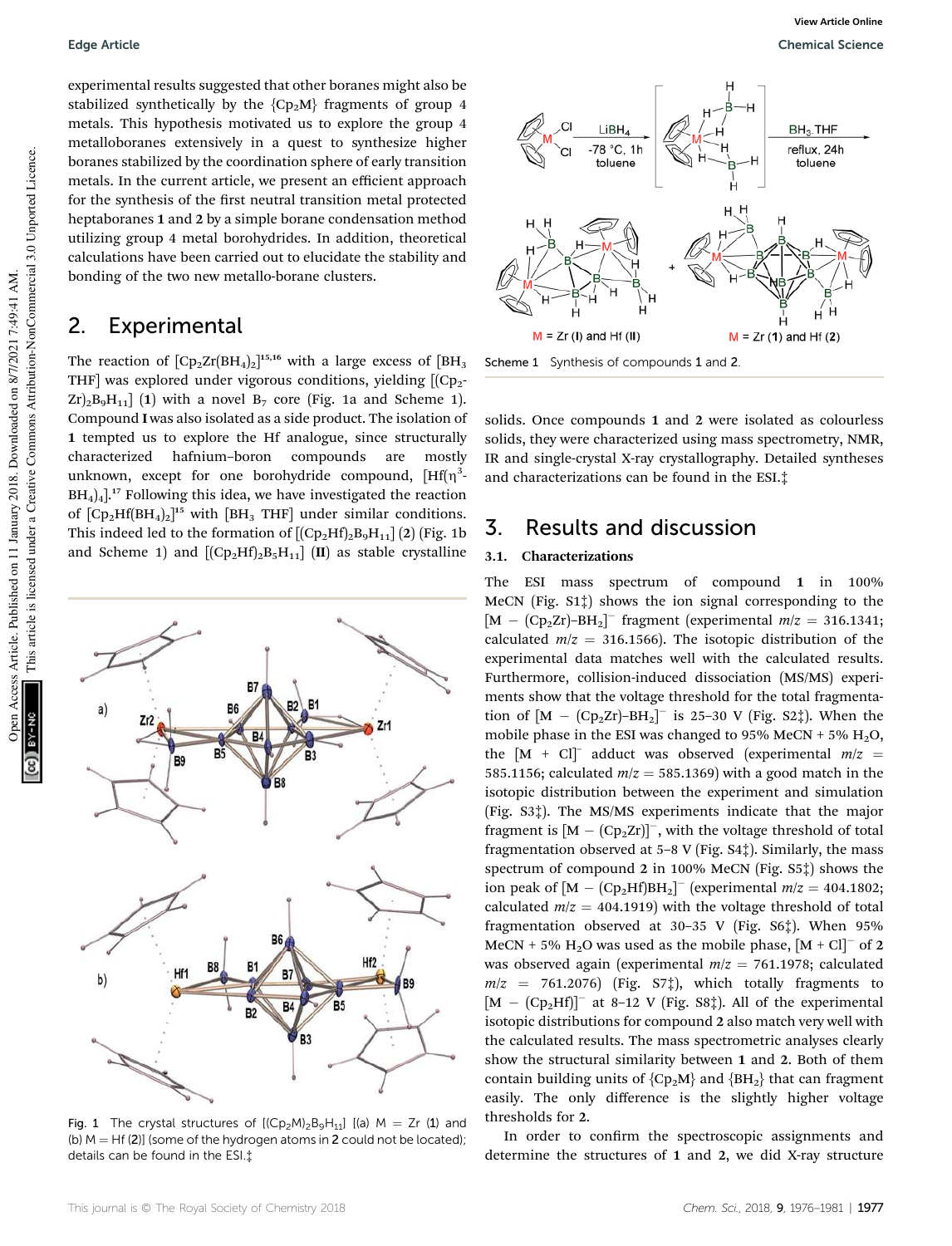experimental results suggested that other boranes might also be stabilized synthetically by the $\{Cp_2M\}$ fragments of group 4 metals. This hypothesis motivated us to explore the group 4 metalloboranes extensively in a quest to synthesize higher boranes stabilized by the coordination sphere of early transition metals. In the current article, we present an efficient approach for the synthesis of the first neutral transition metal protected heptaboranes **1** and **2** by a simple borane condensation method utilizing group 4 metal borohydrides. In addition, theoretical calculations have been carried out to elucidate the stability and bonding of the two new metallo-borane clusters.

## 2. Experimental

The reaction of $[Cp_2Zr(BH_4)_2]$[15,16] with a large excess of $[BH_3\cdot THF]$ was explored under vigorous conditions, yielding $[(Cp_2Zr)_2B_9H_{11}]$ (**1**) with a novel $B_7$ core (Fig. 1a and Scheme 1). Compound **I** was also isolated as a side product. The isolation of **1** tempted us to explore the Hf analogue, since structurally characterized hafnium–boron compounds are mostly unknown, except for one borohydride compound, $[Hf(\eta^3\text{-}BH_4)_4]$.[17] Following this idea, we have investigated the reaction of $[Cp_2Hf(BH_4)_2]$[15] with $[BH_3\cdot THF]$ under similar conditions. This indeed led to the formation of $[(Cp_2Hf)_2B_9H_{11}]$ (**2**) (Fig. 1b and Scheme 1) and $[(Cp_2Hf)_2B_5H_{11}]$ (**II**) as stable crystalline solids. Once compounds **1** and **2** were isolated as colourless solids, they were characterized using mass spectrometry, NMR, IR and single-crystal X-ray crystallography. Detailed syntheses and characterizations can be found in the ESI.‡

Scheme 1 Synthesis of compounds **1** and **2**.

Fig. 1 The crystal structures of $[(Cp_2M)_2B_9H_{11}]$ [(a) M = Zr (**1**) and (b) M = Hf (**2**)] (some of the hydrogen atoms in **2** could not be located); details can be found in the ESI.‡

## 3. Results and discussion

### 3.1. Characterizations

The ESI mass spectrum of compound **1** in 100% MeCN (Fig. S1‡) shows the ion signal corresponding to the $[M - (Cp_2Zr)\text{–}BH_2]^-$ fragment (experimental $m/z$ = 316.1341; calculated $m/z$ = 316.1566). The isotopic distribution of the experimental data matches well with the calculated results. Furthermore, collision-induced dissociation (MS/MS) experiments show that the voltage threshold for the total fragmentation of $[M - (Cp_2Zr)\text{–}BH_2]^-$ is 25–30 V (Fig. S2‡). When the mobile phase in the ESI was changed to 95% MeCN + 5% $H_2O$, the $[M + Cl]^-$ adduct was observed (experimental $m/z$ = 585.1156; calculated $m/z$ = 585.1369) with a good match in the isotopic distribution between the experiment and simulation (Fig. S3‡). The MS/MS experiments indicate that the major fragment is $[M - (Cp_2Zr)]^-$, with the voltage threshold of total fragmentation observed at 5–8 V (Fig. S4‡). Similarly, the mass spectrum of compound **2** in 100% MeCN (Fig. S5‡) shows the ion peak of $[M - (Cp_2Hf)BH_2]^-$ (experimental $m/z$ = 404.1802; calculated $m/z$ = 404.1919) with the voltage threshold of total fragmentation observed at 30–35 V (Fig. S6‡). When 95% MeCN + 5% $H_2O$ was used as the mobile phase, $[M + Cl]^-$ of **2** was observed again (experimental $m/z$ = 761.1978; calculated $m/z$ = 761.2076) (Fig. S7‡), which totally fragments to $[M - (Cp_2Hf)]^-$ at 8–12 V (Fig. S8‡). All of the experimental isotopic distributions for compound **2** also match very well with the calculated results. The mass spectrometric analyses clearly show the structural similarity between **1** and **2**. Both of them contain building units of $\{Cp_2M\}$ and $\{BH_2\}$ that can fragment easily. The only difference is the slightly higher voltage thresholds for **2**.

In order to confirm the spectroscopic assignments and determine the structures of **1** and **2**, we did X-ray structure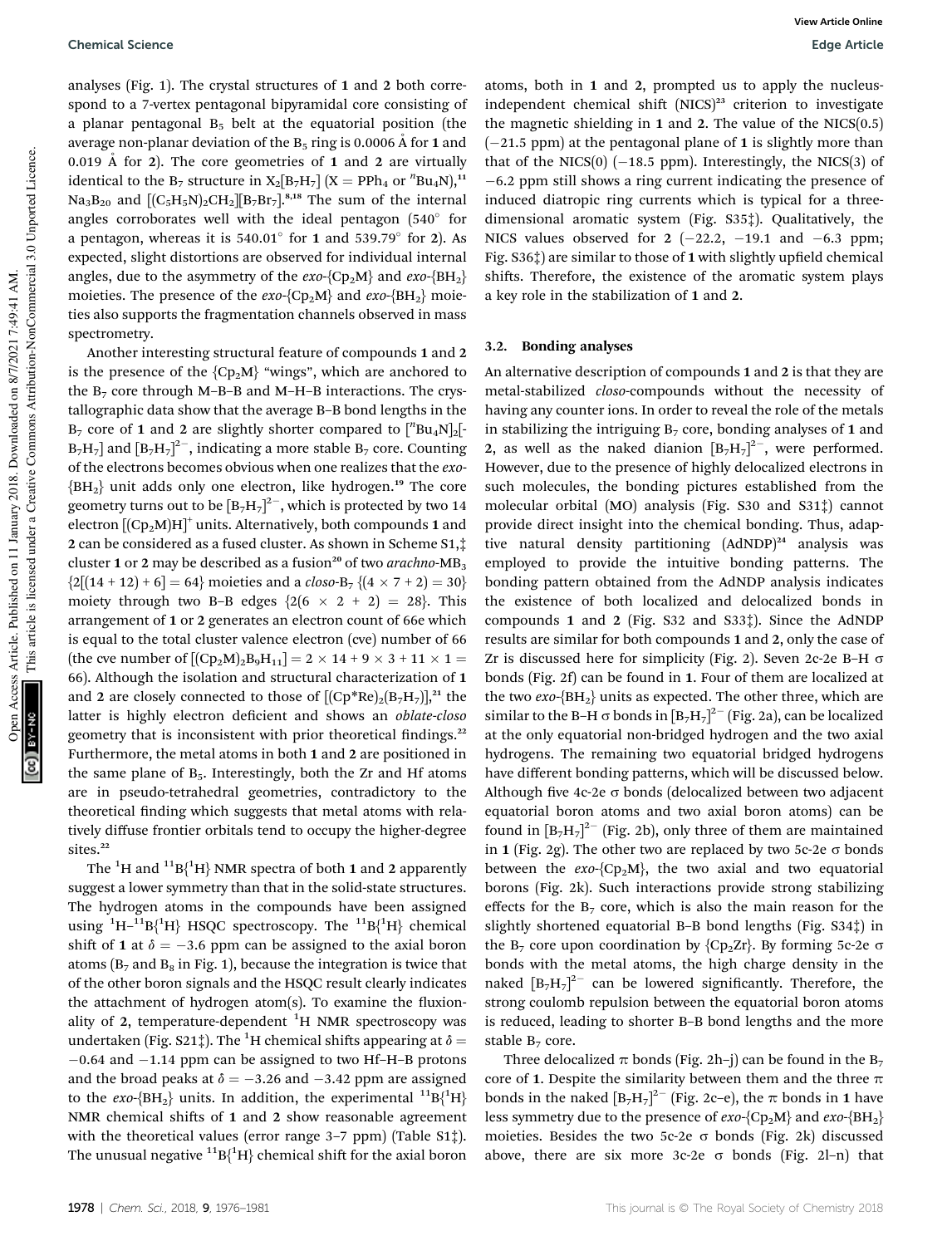analyses (Fig. 1). The crystal structures of **1** and **2** both correspond to a 7-vertex pentagonal bipyramidal core consisting of a planar pentagonal $B_5$ belt at the equatorial position (the average non-planar deviation of the $B_5$ ring is 0.0006 Å for **1** and 0.019 Å for **2**). The core geometries of **1** and **2** are virtually identical to the $B_7$ structure in $X_2[B_7H_7]$ (X = $PPh_4$ or $^nBu_4N$),[11] $Na_3B_{20}$ and $[(C_5H_5N)_2CH_2][B_7Br_7]$.[8,18] The sum of the internal angles corroborates well with the ideal pentagon (540° for a pentagon, whereas it is 540.01° for **1** and 539.79° for **2**). As expected, slight distortions are observed for individual internal angles, due to the asymmetry of the *exo*-$\{Cp_2M\}$ and *exo*-$\{BH_2\}$ moieties. The presence of the *exo*-$\{Cp_2M\}$ and *exo*-$\{BH_2\}$ moieties also supports the fragmentation channels observed in mass spectrometry.

Another interesting structural feature of compounds **1** and **2** is the presence of the $\{Cp_2M\}$ "wings", which are anchored to the $B_7$ core through M–B–B and M–H–B interactions. The crystallographic data show that the average B–B bond lengths in the $B_7$ core of **1** and **2** are slightly shorter compared to $[^nBu_4N]_2[B_7H_7]$ and $[B_7H_7]^{2-}$, indicating a more stable $B_7$ core. Counting of the electrons becomes obvious when one realizes that the *exo*-$\{BH_2\}$ unit adds only one electron, like hydrogen.[19] The core geometry turns out to be $[B_7H_7]^{2-}$, which is protected by two 14 electron $[(Cp_2M)H]^+$ units. Alternatively, both compounds **1** and **2** can be considered as a fused cluster. As shown in Scheme S1,‡ cluster **1** or **2** may be described as a fusion[20] of two *arachno*-$MB_3$ $\{2[(14 + 12) + 6] = 64\}$ moieties and a *closo*-$B_7$ $\{(4 \times 7 + 2) = 30\}$ moiety through two B–B edges $\{2(6 \times 2 + 2) = 28\}$. This arrangement of **1** or **2** generates an electron count of 66e which is equal to the total cluster valence electron (cve) number of 66 (the cve number of $[(Cp_2M)_2B_9H_{11}] = 2 \times 14 + 9 \times 3 + 11 \times 1 = 66$). Although the isolation and structural characterization of **1** and **2** are closely connected to those of $[(Cp^*Re)_2(B_7H_7)]$,[21] the latter is highly electron deficient and shows an *oblate-closo* geometry that is inconsistent with prior theoretical findings.[22] Furthermore, the metal atoms in both **1** and **2** are positioned in the same plane of $B_5$. Interestingly, both the Zr and Hf atoms are in pseudo-tetrahedral geometries, contradictory to the theoretical finding which suggests that metal atoms with relatively diffuse frontier orbitals tend to occupy the higher-degree sites.[22]

The $^1H$ and $^{11}B\{^1H\}$ NMR spectra of both **1** and **2** apparently suggest a lower symmetry than that in the solid-state structures. The hydrogen atoms in the compounds have been assigned using $^1H$–$^{11}B\{^1H\}$ HSQC spectroscopy. The $^{11}B\{^1H\}$ chemical shift of **1** at $\delta = -3.6$ ppm can be assigned to the axial boron atoms ($B_7$ and $B_8$ in Fig. 1), because the integration is twice that of the other boron signals and the HSQC result clearly indicates the attachment of hydrogen atom(s). To examine the fluxionality of **2**, temperature-dependent $^1H$ NMR spectroscopy was undertaken (Fig. S21‡). The $^1H$ chemical shifts appearing at $\delta = -0.64$ and $-1.14$ ppm can be assigned to two Hf–H–B protons and the broad peaks at $\delta = -3.26$ and $-3.42$ ppm are assigned to the *exo*-$\{BH_2\}$ units. In addition, the experimental $^{11}B\{^1H\}$ NMR chemical shifts of **1** and **2** show reasonable agreement with the theoretical values (error range 3–7 ppm) (Table S1‡). The unusual negative $^{11}B\{^1H\}$ chemical shift for the axial boron atoms, both in **1** and **2**, prompted us to apply the nucleus-independent chemical shift (NICS)[23] criterion to investigate the magnetic shielding in **1** and **2**. The value of the NICS(0.5) (−21.5 ppm) at the pentagonal plane of **1** is slightly more than that of the NICS(0) (−18.5 ppm). Interestingly, the NICS(3) of −6.2 ppm still shows a ring current indicating the presence of induced diatropic ring currents which is typical for a three-dimensional aromatic system (Fig. S35‡). Qualitatively, the NICS values observed for **2** (−22.2, −19.1 and −6.3 ppm; Fig. S36‡) are similar to those of **1** with slightly upfield chemical shifts. Therefore, the existence of the aromatic system plays a key role in the stabilization of **1** and **2**.

### 3.2. Bonding analyses

An alternative description of compounds **1** and **2** is that they are metal-stabilized *closo*-compounds without the necessity of having any counter ions. In order to reveal the role of the metals in stabilizing the intriguing $B_7$ core, bonding analyses of **1** and **2**, as well as the naked dianion $[B_7H_7]^{2-}$, were performed. However, due to the presence of highly delocalized electrons in such molecules, the bonding pictures established from the molecular orbital (MO) analysis (Fig. S30 and S31‡) cannot provide direct insight into the chemical bonding. Thus, adaptive natural density partitioning (AdNDP)[24] analysis was employed to provide the intuitive bonding patterns. The bonding pattern obtained from the AdNDP analysis indicates the existence of both localized and delocalized bonds in compounds **1** and **2** (Fig. S32 and S33‡). Since the AdNDP results are similar for both compounds **1** and **2**, only the case of Zr is discussed here for simplicity (Fig. 2). Seven 2c-2e B–H σ bonds (Fig. 2f) can be found in **1**. Four of them are localized at the two *exo*-$\{BH_2\}$ units as expected. The other three, which are similar to the B–H σ bonds in $[B_7H_7]^{2-}$ (Fig. 2a), can be localized at the only equatorial non-bridged hydrogen and the two axial hydrogens. The remaining two equatorial bridged hydrogens have different bonding patterns, which will be discussed below. Although five 4c-2e σ bonds (delocalized between two adjacent equatorial boron atoms and two axial boron atoms) can be found in $[B_7H_7]^{2-}$ (Fig. 2b), only three of them are maintained in **1** (Fig. 2g). The other two are replaced by two 5c-2e σ bonds between the *exo*-$\{Cp_2M\}$, the two axial and two equatorial borons (Fig. 2k). Such interactions provide strong stabilizing effects for the $B_7$ core, which is also the main reason for the slightly shortened equatorial B–B bond lengths (Fig. S34‡) in the $B_7$ core upon coordination by $\{Cp_2Zr\}$. By forming 5c-2e σ bonds with the metal atoms, the high charge density in the naked $[B_7H_7]^{2-}$ can be lowered significantly. Therefore, the strong coulomb repulsion between the equatorial boron atoms is reduced, leading to shorter B–B bond lengths and the more stable $B_7$ core.

Three delocalized π bonds (Fig. 2h–j) can be found in the $B_7$ core of **1**. Despite the similarity between them and the three π bonds in the naked $[B_7H_7]^{2-}$ (Fig. 2c–e), the π bonds in **1** have less symmetry due to the presence of *exo*-$\{Cp_2M\}$ and *exo*-$\{BH_2\}$ moieties. Besides the two 5c-2e σ bonds (Fig. 2k) discussed above, there are six more 3c-2e σ bonds (Fig. 2l–n) that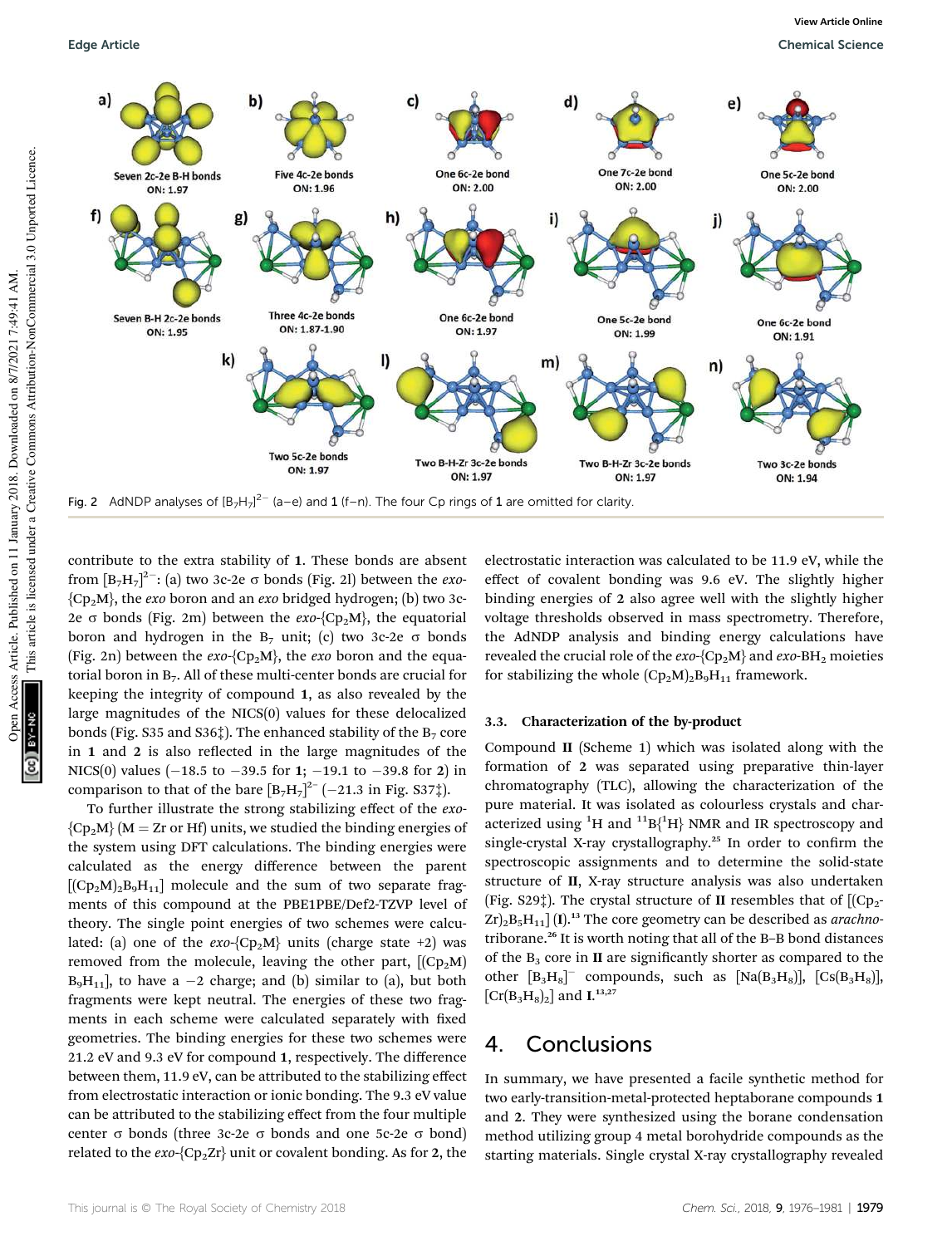Seven 2c-2e B-H bonds ON: 1.97

Five 4c-2e bonds ON: 1.96

One 6c-2e bond ON: 2.00

One 7c-2e bond ON: 2.00

One 5c-2e bond ON: 2.00

Seven B-H 2c-2e bonds ON: 1.95

Three 4c-2e bonds ON: 1.87-1.90

One 6c-2e bond ON: 1.97

One 5c-2e bond ON: 1.99

One 6c-2e bond ON: 1.91

Two 5c-2e bonds ON: 1.97

Two B-H-Zr 3c-2e bonds ON: 1.97

Two B-H-Zr 3c-2e bonds ON: 1.97

Two 3c-2e bonds ON: 1.94

Fig. 2 AdNDP analyses of $[B_7H_7]^{2-}$ (a–e) and **1** (f–n). The four Cp rings of **1** are omitted for clarity.

contribute to the extra stability of **1**. These bonds are absent from $[B_7H_7]^{2-}$: (a) two 3c-2e σ bonds (Fig. 2l) between the *exo*-$\{Cp_2M\}$, the *exo* boron and an *exo* bridged hydrogen; (b) two 3c-2e σ bonds (Fig. 2m) between the *exo*-$\{Cp_2M\}$, the equatorial boron and hydrogen in the $B_7$ unit; (c) two 3c-2e σ bonds (Fig. 2n) between the *exo*-$\{Cp_2M\}$, the *exo* boron and the equatorial boron in $B_7$. All of these multi-center bonds are crucial for keeping the integrity of compound **1**, as also revealed by the large magnitudes of the NICS(0) values for these delocalized bonds (Fig. S35 and S36‡). The enhanced stability of the $B_7$ core in **1** and **2** is also reflected in the large magnitudes of the NICS(0) values (−18.5 to −39.5 for **1**; −19.1 to −39.8 for **2**) in comparison to that of the bare $[B_7H_7]^{2-}$ (−21.3 in Fig. S37‡).

To further illustrate the strong stabilizing effect of the *exo*-$\{Cp_2M\}$ (M = Zr or Hf) units, we studied the binding energies of the system using DFT calculations. The binding energies were calculated as the energy difference between the parent $[(Cp_2M)_2B_9H_{11}]$ molecule and the sum of two separate fragments of this compound at the PBE1PBE/Def2-TZVP level of theory. The single point energies of two schemes were calculated: (a) one of the *exo*-$\{Cp_2M\}$ units (charge state +2) was removed from the molecule, leaving the other part, $[(Cp_2M)B_9H_{11}]$, to have a −2 charge; and (b) similar to (a), but both fragments were kept neutral. The energies of these two fragments in each scheme were calculated separately with fixed geometries. The binding energies for these two schemes were 21.2 eV and 9.3 eV for compound **1**, respectively. The difference between them, 11.9 eV, can be attributed to the stabilizing effect from electrostatic interaction or ionic bonding. The 9.3 eV value can be attributed to the stabilizing effect from the four multiple center σ bonds (three 3c-2e σ bonds and one 5c-2e σ bond) related to the *exo*-$\{Cp_2Zr\}$ unit or covalent bonding. As for **2**, the electrostatic interaction was calculated to be 11.9 eV, while the effect of covalent bonding was 9.6 eV. The slightly higher binding energies of **2** also agree well with the slightly higher voltage thresholds observed in mass spectrometry. Therefore, the AdNDP analysis and binding energy calculations have revealed the crucial role of the *exo*-$\{Cp_2M\}$ and *exo*-$BH_2$ moieties for stabilizing the whole $(Cp_2M)_2B_9H_{11}$ framework.

### 3.3. Characterization of the by-product

Compound **II** (Scheme 1) which was isolated along with the formation of **2** was separated using preparative thin-layer chromatography (TLC), allowing the characterization of the pure material. It was isolated as colourless crystals and characterized using $^1H$ and $^{11}B\{^1H\}$ NMR and IR spectroscopy and single-crystal X-ray crystallography.[25] In order to confirm the spectroscopic assignments and to determine the solid-state structure of **II**, X-ray structure analysis was also undertaken (Fig. S29‡). The crystal structure of **II** resembles that of $[(Cp_2Zr)_2B_5H_{11}]$ (**I**).[13] The core geometry can be described as *arachno*-triborane.[26] It is worth noting that all of the B–B bond distances of the $B_3$ core in **II** are significantly shorter as compared to the other $[B_3H_8]^-$ compounds, such as $[Na(B_3H_8)]$, $[Cs(B_3H_8)]$, $[Cr(B_3H_8)_2]$ and **I**.[13,27]

## 4. Conclusions

In summary, we have presented a facile synthetic method for two early-transition-metal-protected heptaborane compounds **1** and **2**. They were synthesized using the borane condensation method utilizing group 4 metal borohydride compounds as the starting materials. Single crystal X-ray crystallography revealed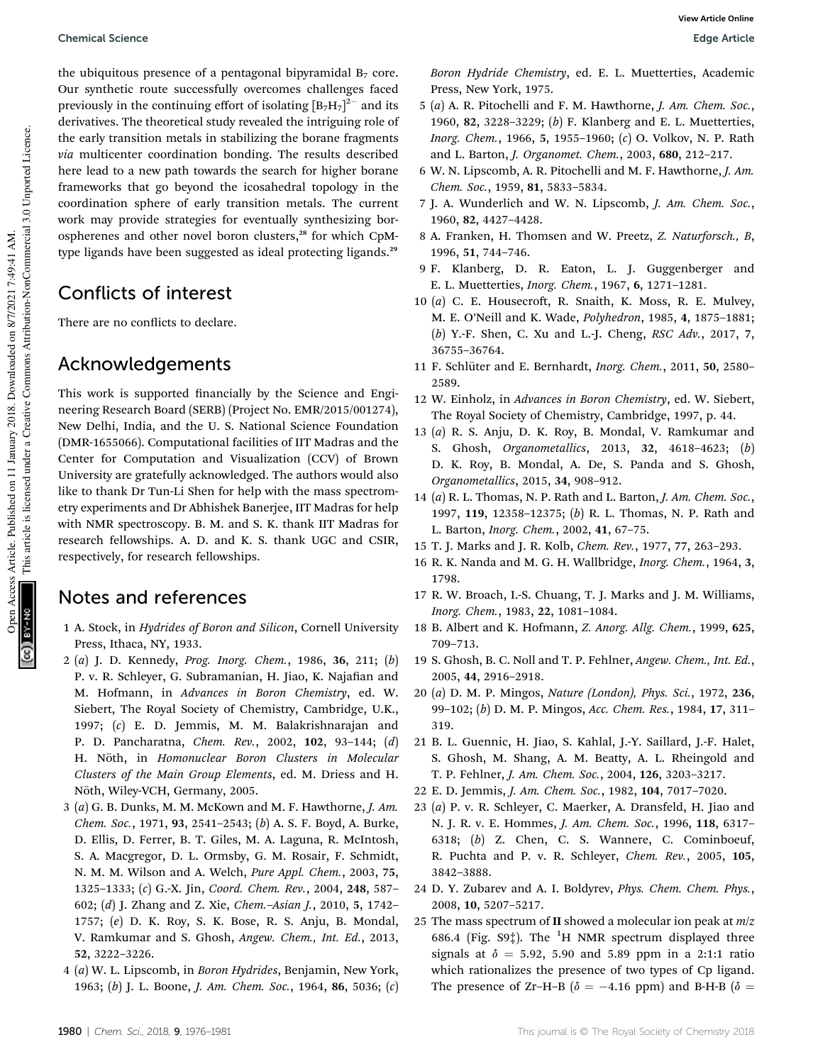the ubiquitous presence of a pentagonal bipyramidal $B_7$ core. Our synthetic route successfully overcomes challenges faced previously in the continuing effort of isolating $[B_7H_7]^{2-}$ and its derivatives. The theoretical study revealed the intriguing role of the early transition metals in stabilizing the borane fragments *via* multicenter coordination bonding. The results described here lead to a new path towards the search for higher borane frameworks that go beyond the icosahedral topology in the coordination sphere of early transition metals. The current work may provide strategies for eventually synthesizing borospherenes and other novel boron clusters,[28] for which CpM-type ligands have been suggested as ideal protecting ligands.[29]

## Conflicts of interest

There are no conflicts to declare.

## Acknowledgements

This work is supported financially by the Science and Engineering Research Board (SERB) (Project No. EMR/2015/001274), New Delhi, India, and the U. S. National Science Foundation (DMR-1655066). Computational facilities of IIT Madras and the Center for Computation and Visualization (CCV) of Brown University are gratefully acknowledged. The authors would also like to thank Dr Tun-Li Shen for help with the mass spectrometry experiments and Dr Abhishek Banerjee, IIT Madras for help with NMR spectroscopy. B. M. and S. K. thank IIT Madras for research fellowships. A. D. and K. S. thank UGC and CSIR, respectively, for research fellowships.

## Notes and references

1 A. Stock, in *Hydrides of Boron and Silicon*, Cornell University Press, Ithaca, NY, 1933.

2 (*a*) J. D. Kennedy, *Prog. Inorg. Chem.*, 1986, **36**, 211; (*b*) P. v. R. Schleyer, G. Subramanian, H. Jiao, K. Najafian and M. Hofmann, in *Advances in Boron Chemistry*, ed. W. Siebert, The Royal Society of Chemistry, Cambridge, U.K., 1997; (*c*) E. D. Jemmis, M. M. Balakrishnarajan and P. D. Pancharatna, *Chem. Rev.*, 2002, **102**, 93–144; (*d*) H. Nöth, in *Homonuclear Boron Clusters in Molecular Clusters of the Main Group Elements*, ed. M. Driess and H. Nöth, Wiley-VCH, Germany, 2005.

3 (*a*) G. B. Dunks, M. M. McKown and M. F. Hawthorne, *J. Am. Chem. Soc.*, 1971, **93**, 2541–2543; (*b*) A. S. F. Boyd, A. Burke, D. Ellis, D. Ferrer, B. T. Giles, M. A. Laguna, R. McIntosh, S. A. Macgregor, D. L. Ormsby, G. M. Rosair, F. Schmidt, N. M. M. Wilson and A. Welch, *Pure Appl. Chem.*, 2003, **75**, 1325–1333; (*c*) G.-X. Jin, *Coord. Chem. Rev.*, 2004, **248**, 587–602; (*d*) J. Zhang and Z. Xie, *Chem.–Asian J.*, 2010, **5**, 1742–1757; (*e*) D. K. Roy, S. K. Bose, R. S. Anju, B. Mondal, V. Ramkumar and S. Ghosh, *Angew. Chem., Int. Ed.*, 2013, **52**, 3222–3226.

4 (*a*) W. L. Lipscomb, in *Boron Hydrides*, Benjamin, New York, 1963; (*b*) J. L. Boone, *J. Am. Chem. Soc.*, 1964, **86**, 5036; (*c*) *Boron Hydride Chemistry*, ed. E. L. Muetterties, Academic Press, New York, 1975.

5 (*a*) A. R. Pitochelli and F. M. Hawthorne, *J. Am. Chem. Soc.*, 1960, **82**, 3228–3229; (*b*) F. Klanberg and E. L. Muetterties, *Inorg. Chem.*, 1966, **5**, 1955–1960; (*c*) O. Volkov, N. P. Rath and L. Barton, *J. Organomet. Chem.*, 2003, **680**, 212–217.

6 W. N. Lipscomb, A. R. Pitochelli and M. F. Hawthorne, *J. Am. Chem. Soc.*, 1959, **81**, 5833–5834.

7 J. A. Wunderlich and W. N. Lipscomb, *J. Am. Chem. Soc.*, 1960, **82**, 4427–4428.

8 A. Franken, H. Thomsen and W. Preetz, *Z. Naturforsch., B*, 1996, **51**, 744–746.

9 F. Klanberg, D. R. Eaton, L. J. Guggenberger and E. L. Muetterties, *Inorg. Chem.*, 1967, **6**, 1271–1281.

10 (*a*) C. E. Housecroft, R. Snaith, K. Moss, R. E. Mulvey, M. E. O'Neill and K. Wade, *Polyhedron*, 1985, **4**, 1875–1881; (*b*) Y.-F. Shen, C. Xu and L.-J. Cheng, *RSC Adv.*, 2017, **7**, 36755–36764.

11 F. Schlüter and E. Bernhardt, *Inorg. Chem.*, 2011, **50**, 2580–2589.

12 W. Einholz, in *Advances in Boron Chemistry*, ed. W. Siebert, The Royal Society of Chemistry, Cambridge, 1997, p. 44.

13 (*a*) R. S. Anju, D. K. Roy, B. Mondal, V. Ramkumar and S. Ghosh, *Organometallics*, 2013, **32**, 4618–4623; (*b*) D. K. Roy, B. Mondal, A. De, S. Panda and S. Ghosh, *Organometallics*, 2015, **34**, 908–912.

14 (*a*) R. L. Thomas, N. P. Rath and L. Barton, *J. Am. Chem. Soc.*, 1997, **119**, 12358–12375; (*b*) R. L. Thomas, N. P. Rath and L. Barton, *Inorg. Chem.*, 2002, **41**, 67–75.

15 T. J. Marks and J. R. Kolb, *Chem. Rev.*, 1977, **77**, 263–293.

16 R. K. Nanda and M. G. H. Wallbridge, *Inorg. Chem.*, 1964, **3**, 1798.

17 R. W. Broach, I.-S. Chuang, T. J. Marks and J. M. Williams, *Inorg. Chem.*, 1983, **22**, 1081–1084.

18 B. Albert and K. Hofmann, *Z. Anorg. Allg. Chem.*, 1999, **625**, 709–713.

19 S. Ghosh, B. C. Noll and T. P. Fehlner, *Angew. Chem., Int. Ed.*, 2005, **44**, 2916–2918.

20 (*a*) D. M. P. Mingos, *Nature (London), Phys. Sci.*, 1972, **236**, 99–102; (*b*) D. M. P. Mingos, *Acc. Chem. Res.*, 1984, **17**, 311–319.

21 B. L. Guennic, H. Jiao, S. Kahlal, J.-Y. Saillard, J.-F. Halet, S. Ghosh, M. Shang, A. M. Beatty, A. L. Rheingold and T. P. Fehlner, *J. Am. Chem. Soc.*, 2004, **126**, 3203–3217.

22 E. D. Jemmis, *J. Am. Chem. Soc.*, 1982, **104**, 7017–7020.

23 (*a*) P. v. R. Schleyer, C. Maerker, A. Dransfeld, H. Jiao and N. J. R. v. E. Hommes, *J. Am. Chem. Soc.*, 1996, **118**, 6317–6318; (*b*) Z. Chen, C. S. Wannere, C. Corminboeuf, R. Puchta and P. v. R. Schleyer, *Chem. Rev.*, 2005, **105**, 3842–3888.

24 D. Y. Zubarev and A. I. Boldyrev, *Phys. Chem. Chem. Phys.*, 2008, **10**, 5207–5217.

25 The mass spectrum of **II** showed a molecular ion peak at $m/z$ 686.4 (Fig. S9‡). The $^1$H NMR spectrum displayed three signals at $\delta$ = 5.92, 5.90 and 5.89 ppm in a 2:1:1 ratio which rationalizes the presence of two types of Cp ligand. The presence of Zr–H–B ($\delta$ = −4.16 ppm) and B-H-B ($\delta$ =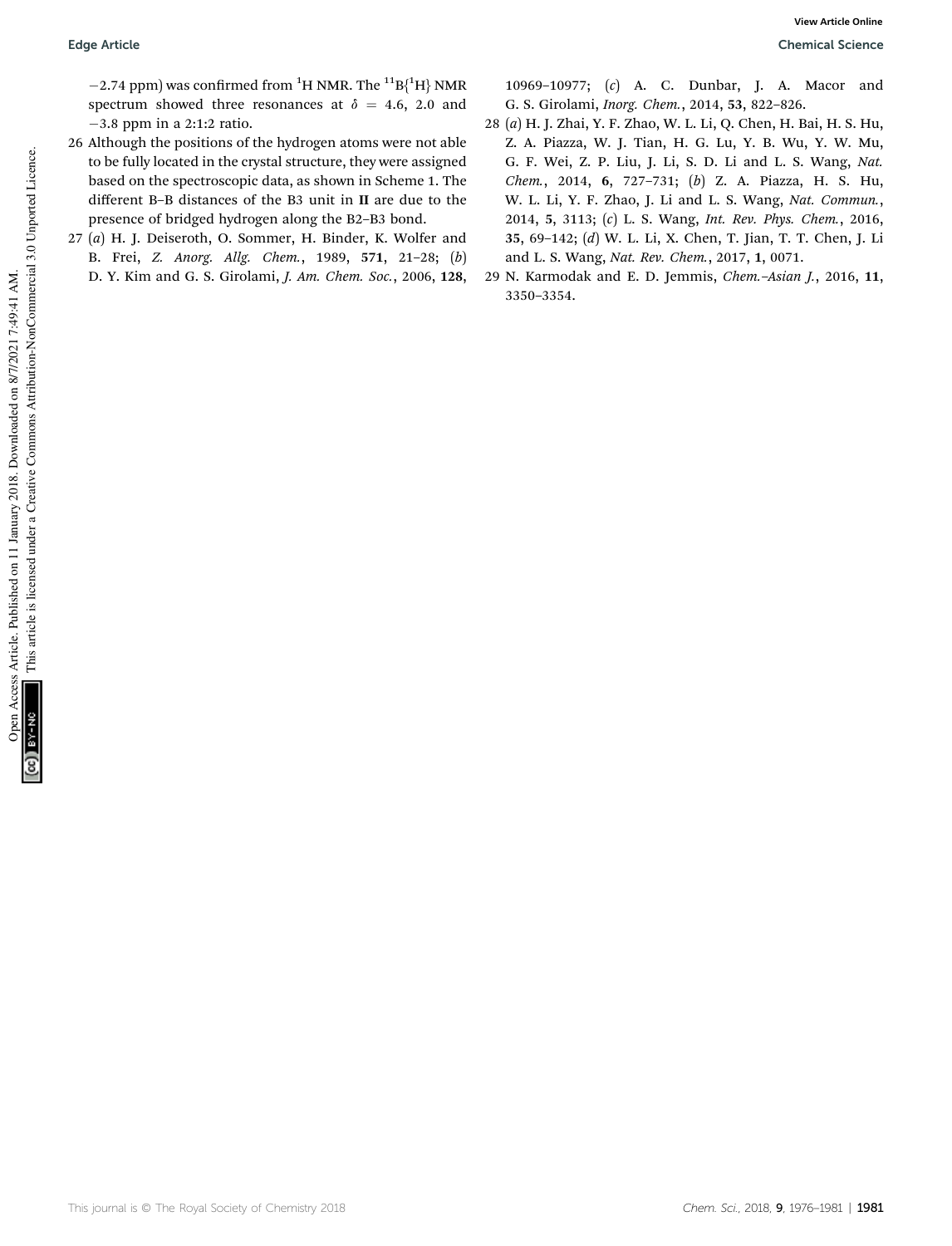−2.74 ppm) was confirmed from $^{1}H$ NMR. The $^{11}B\{^{1}H\}$ NMR spectrum showed three resonances at $\delta$ = 4.6, 2.0 and −3.8 ppm in a 2:1:2 ratio.

26 Although the positions of the hydrogen atoms were not able to be fully located in the crystal structure, they were assigned based on the spectroscopic data, as shown in Scheme 1. The different B–B distances of the B3 unit in **II** are due to the presence of bridged hydrogen along the B2–B3 bond.

27 (*a*) H. J. Deiseroth, O. Sommer, H. Binder, K. Wolfer and B. Frei, *Z. Anorg. Allg. Chem.*, 1989, **571**, 21–28; (*b*) D. Y. Kim and G. S. Girolami, *J. Am. Chem. Soc.*, 2006, **128**, 10969–10977; (*c*) A. C. Dunbar, J. A. Macor and G. S. Girolami, *Inorg. Chem.*, 2014, **53**, 822–826.

28 (*a*) H. J. Zhai, Y. F. Zhao, W. L. Li, Q. Chen, H. Bai, H. S. Hu, Z. A. Piazza, W. J. Tian, H. G. Lu, Y. B. Wu, Y. W. Mu, G. F. Wei, Z. P. Liu, J. Li, S. D. Li and L. S. Wang, *Nat. Chem.*, 2014, **6**, 727–731; (*b*) Z. A. Piazza, H. S. Hu, W. L. Li, Y. F. Zhao, J. Li and L. S. Wang, *Nat. Commun.*, 2014, **5**, 3113; (*c*) L. S. Wang, *Int. Rev. Phys. Chem.*, 2016, **35**, 69–142; (*d*) W. L. Li, X. Chen, T. Jian, T. T. Chen, J. Li and L. S. Wang, *Nat. Rev. Chem.*, 2017, **1**, 0071.

29 N. Karmodak and E. D. Jemmis, *Chem.–Asian J.*, 2016, **11**, 3350–3354.